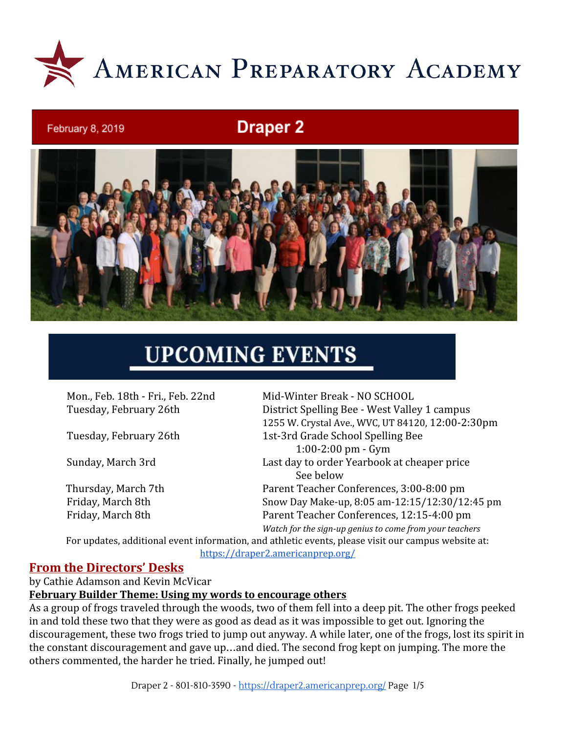# American Preparatory Academy

February 8, 2019

## Draper 2

## UPCOMING EVENTS

| | |
|---|---|
| Mon., Feb. 18th - Fri., Feb. 22nd | Mid-Winter Break - NO SCHOOL |
| Tuesday, February 26th | District Spelling Bee - West Valley 1 campus<br>1255 W. Crystal Ave., WVC, UT 84120, 12:00-2:30pm |
| Tuesday, February 26th | 1st-3rd Grade School Spelling Bee<br>1:00-2:00 pm - Gym |
| Sunday, March 3rd | Last day to order Yearbook at cheaper price<br>See below |
| Thursday, March 7th | Parent Teacher Conferences, 3:00-8:00 pm |
| Friday, March 8th | Snow Day Make-up, 8:05 am-12:15/12:30/12:45 pm |
| Friday, March 8th | Parent Teacher Conferences, 12:15-4:00 pm<br>*Watch for the sign-up genius to come from your teachers* |

For updates, additional event information, and athletic events, please visit our campus website at: https://draper2.americanprep.org/

## From the Directors' Desks

by Cathie Adamson and Kevin McVicar

**February Builder Theme: Using my words to encourage others**

As a group of frogs traveled through the woods, two of them fell into a deep pit. The other frogs peeked in and told these two that they were as good as dead as it was impossible to get out. Ignoring the discouragement, these two frogs tried to jump out anyway. A while later, one of the frogs, lost its spirit in the constant discouragement and gave up…and died. The second frog kept on jumping. The more the others commented, the harder he tried. Finally, he jumped out!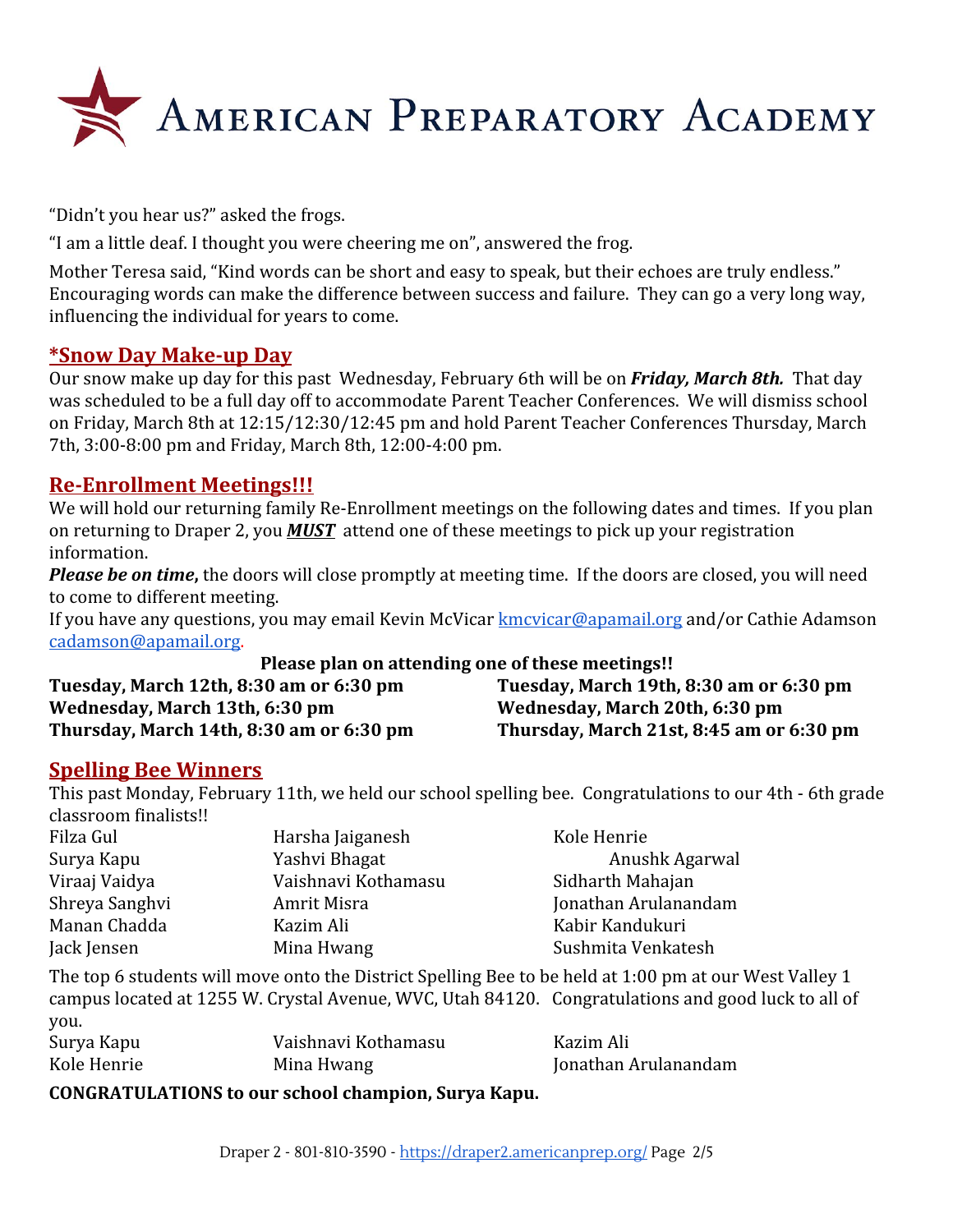# American Preparatory Academy

"Didn't you hear us?" asked the frogs.

"I am a little deaf. I thought you were cheering me on", answered the frog.

Mother Teresa said, "Kind words can be short and easy to speak, but their echoes are truly endless." Encouraging words can make the difference between success and failure. They can go a very long way, influencing the individual for years to come.

## *Snow Day Make-up Day

Our snow make up day for this past Wednesday, February 6th will be on ***Friday, March 8th.*** That day was scheduled to be a full day off to accommodate Parent Teacher Conferences. We will dismiss school on Friday, March 8th at 12:15/12:30/12:45 pm and hold Parent Teacher Conferences Thursday, March 7th, 3:00-8:00 pm and Friday, March 8th, 12:00-4:00 pm.

## Re-Enrollment Meetings!!!

We will hold our returning family Re-Enrollment meetings on the following dates and times. If you plan on returning to Draper 2, you ***MUST*** attend one of these meetings to pick up your registration information.

***Please be on time*****,** the doors will close promptly at meeting time. If the doors are closed, you will need to come to different meeting.

If you have any questions, you may email Kevin McVicar kmcvicar@apamail.org and/or Cathie Adamson cadamson@apamail.org.

**Please plan on attending one of these meetings!!**

**Tuesday, March 12th, 8:30 am or 6:30 pm**
**Wednesday, March 13th, 6:30 pm**
**Thursday, March 14th, 8:30 am or 6:30 pm**
**Tuesday, March 19th, 8:30 am or 6:30 pm**
**Wednesday, March 20th, 6:30 pm**
**Thursday, March 21st, 8:45 am or 6:30 pm**

## Spelling Bee Winners

This past Monday, February 11th, we held our school spelling bee. Congratulations to our 4th - 6th grade classroom finalists!!

| | | |
|---|---|---|
| Filza Gul | Harsha Jaiganesh | Kole Henrie |
| Surya Kapu | Yashvi Bhagat | Anushk Agarwal |
| Viraaj Vaidya | Vaishnavi Kothamasu | Sidharth Mahajan |
| Shreya Sanghvi | Amrit Misra | Jonathan Arulanandam |
| Manan Chadda | Kazim Ali | Kabir Kandukuri |
| Jack Jensen | Mina Hwang | Sushmita Venkatesh |

The top 6 students will move onto the District Spelling Bee to be held at 1:00 pm at our West Valley 1 campus located at 1255 W. Crystal Avenue, WVC, Utah 84120. Congratulations and good luck to all of you.

| | | |
|---|---|---|
| Surya Kapu | Vaishnavi Kothamasu | Kazim Ali |
| Kole Henrie | Mina Hwang | Jonathan Arulanandam |

**CONGRATULATIONS to our school champion, Surya Kapu.**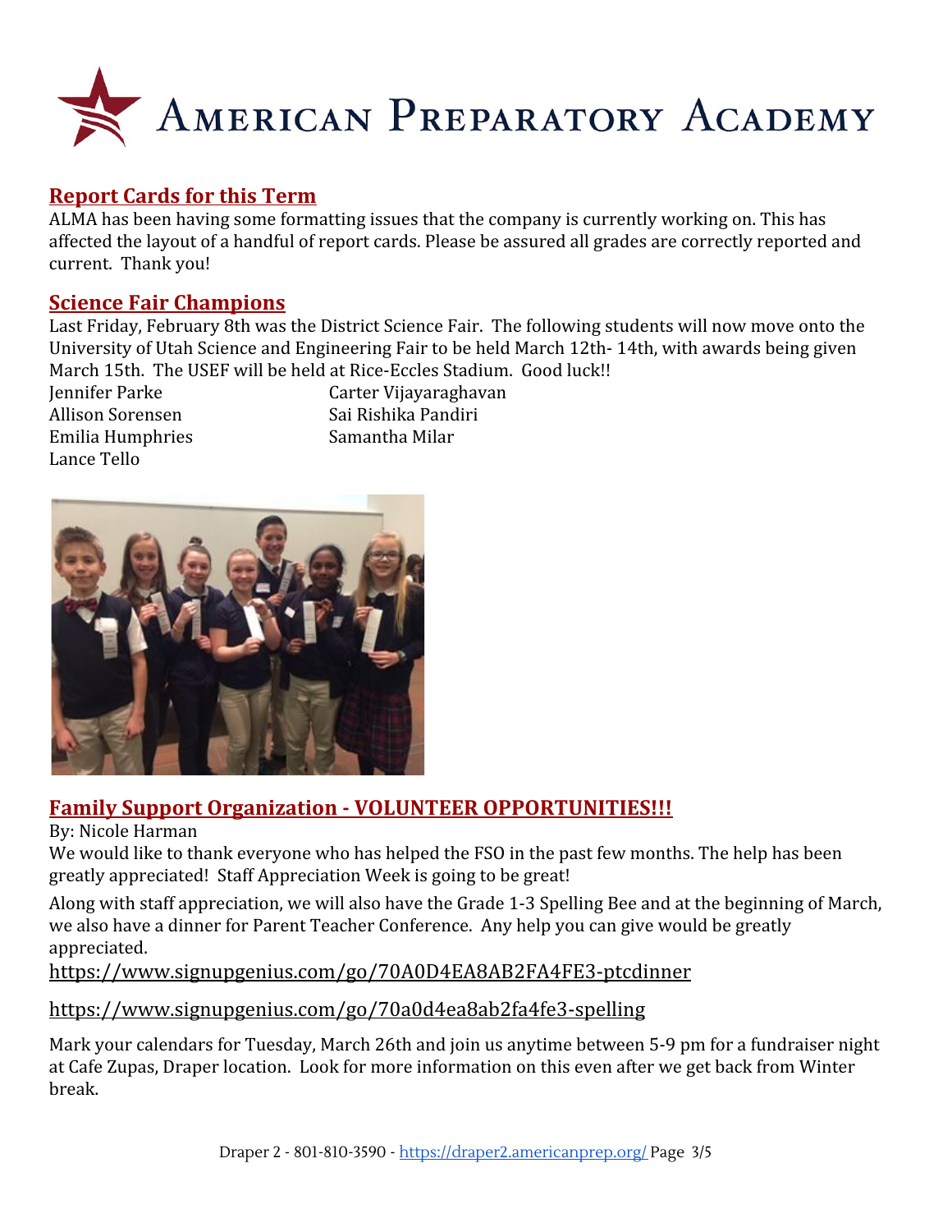## Report Cards for this Term

ALMA has been having some formatting issues that the company is currently working on. This has affected the layout of a handful of report cards. Please be assured all grades are correctly reported and current. Thank you!

## Science Fair Champions

Last Friday, February 8th was the District Science Fair. The following students will now move onto the University of Utah Science and Engineering Fair to be held March 12th- 14th, with awards being given March 15th. The USEF will be held at Rice-Eccles Stadium. Good luck!!

Jennifer Parke
Allison Sorensen
Emilia Humphries
Lance Tello
Carter Vijayaraghavan
Sai Rishika Pandiri
Samantha Milar

## Family Support Organization - VOLUNTEER OPPORTUNITIES!!!

By: Nicole Harman

We would like to thank everyone who has helped the FSO in the past few months. The help has been greatly appreciated! Staff Appreciation Week is going to be great!

Along with staff appreciation, we will also have the Grade 1-3 Spelling Bee and at the beginning of March, we also have a dinner for Parent Teacher Conference. Any help you can give would be greatly appreciated.

https://www.signupgenius.com/go/70A0D4EA8AB2FA4FE3-ptcdinner

https://www.signupgenius.com/go/70a0d4ea8ab2fa4fe3-spelling

Mark your calendars for Tuesday, March 26th and join us anytime between 5-9 pm for a fundraiser night at Cafe Zupas, Draper location. Look for more information on this even after we get back from Winter break.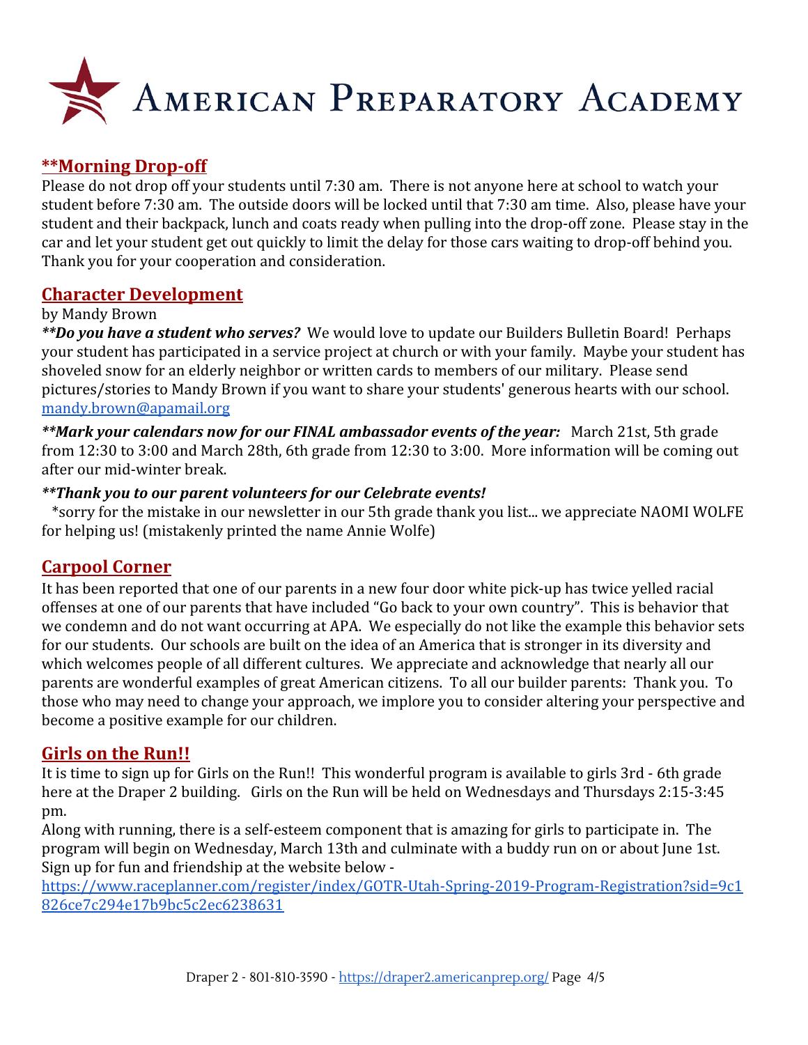# American Preparatory Academy

## **Morning Drop-off

Please do not drop off your students until 7:30 am. There is not anyone here at school to watch your student before 7:30 am. The outside doors will be locked until that 7:30 am time. Also, please have your student and their backpack, lunch and coats ready when pulling into the drop-off zone. Please stay in the car and let your student get out quickly to limit the delay for those cars waiting to drop-off behind you. Thank you for your cooperation and consideration.

## Character Development

by Mandy Brown

***Do you have a student who serves?*** We would love to update our Builders Bulletin Board! Perhaps your student has participated in a service project at church or with your family. Maybe your student has shoveled snow for an elderly neighbor or written cards to members of our military. Please send pictures/stories to Mandy Brown if you want to share your students' generous hearts with our school. [mandy.brown@apamail.org](mailto:mandy.brown@apamail.org)

***Mark your calendars now for our FINAL ambassador events of the year:*** March 21st, 5th grade from 12:30 to 3:00 and March 28th, 6th grade from 12:30 to 3:00. More information will be coming out after our mid-winter break.

***Thank you to our parent volunteers for our Celebrate events!***

*sorry for the mistake in our newsletter in our 5th grade thank you list... we appreciate NAOMI WOLFE for helping us! (mistakenly printed the name Annie Wolfe)

## Carpool Corner

It has been reported that one of our parents in a new four door white pick-up has twice yelled racial offenses at one of our parents that have included "Go back to your own country". This is behavior that we condemn and do not want occurring at APA. We especially do not like the example this behavior sets for our students. Our schools are built on the idea of an America that is stronger in its diversity and which welcomes people of all different cultures. We appreciate and acknowledge that nearly all our parents are wonderful examples of great American citizens. To all our builder parents: Thank you. To those who may need to change your approach, we implore you to consider altering your perspective and become a positive example for our children.

## Girls on the Run!!

It is time to sign up for Girls on the Run!! This wonderful program is available to girls 3rd - 6th grade here at the Draper 2 building. Girls on the Run will be held on Wednesdays and Thursdays 2:15-3:45 pm.

Along with running, there is a self-esteem component that is amazing for girls to participate in. The program will begin on Wednesday, March 13th and culminate with a buddy run on or about June 1st. Sign up for fun and friendship at the website below -

[https://www.raceplanner.com/register/index/GOTR-Utah-Spring-2019-Program-Registration?sid=9c1826ce7c294e17b9bc5c2ec6238631](https://www.raceplanner.com/register/index/GOTR-Utah-Spring-2019-Program-Registration?sid=9c1826ce7c294e17b9bc5c2ec6238631)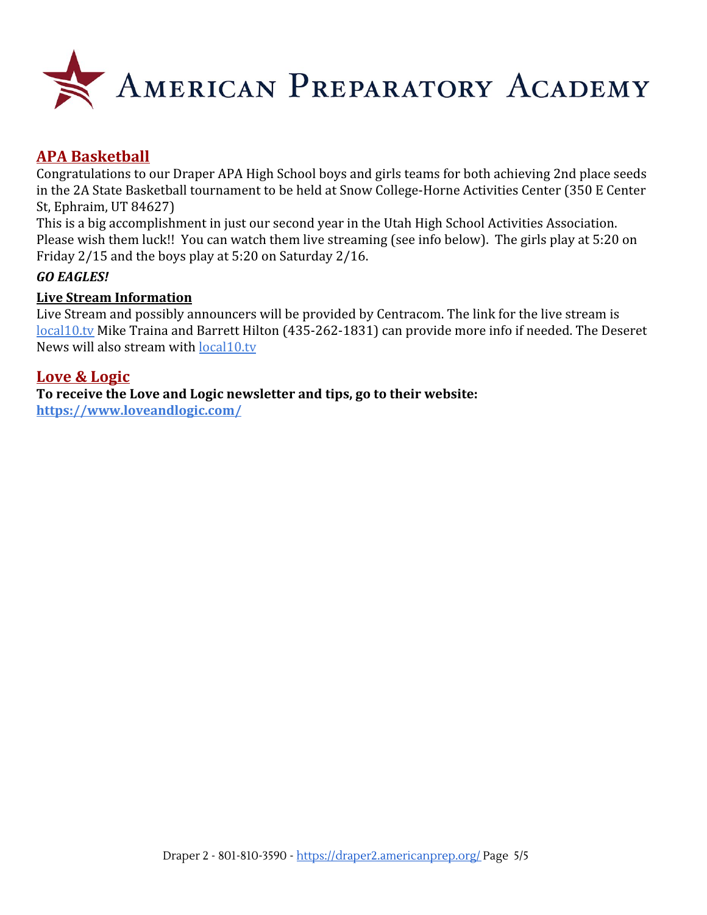# AMERICAN PREPARATORY ACADEMY

## APA Basketball

Congratulations to our Draper APA High School boys and girls teams for both achieving 2nd place seeds in the 2A State Basketball tournament to be held at Snow College-Horne Activities Center (350 E Center St, Ephraim, UT 84627)

This is a big accomplishment in just our second year in the Utah High School Activities Association. Please wish them luck!! You can watch them live streaming (see info below). The girls play at 5:20 on Friday 2/15 and the boys play at 5:20 on Saturday 2/16.

***GO EAGLES!***

**Live Stream Information**

Live Stream and possibly announcers will be provided by Centracom. The link for the live stream is local10.tv Mike Traina and Barrett Hilton (435-262-1831) can provide more info if needed. The Deseret News will also stream with local10.tv

## Love & Logic

**To receive the Love and Logic newsletter and tips, go to their website:**
**https://www.loveandlogic.com/**